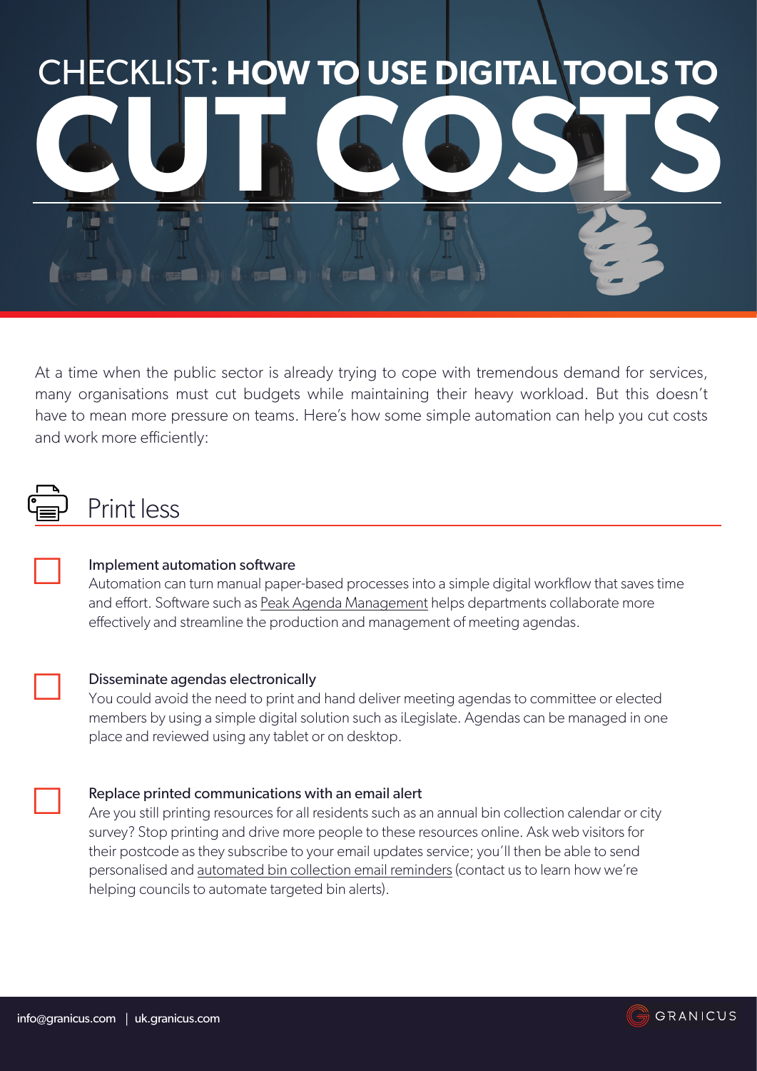# CHECKLIST: **HOW TO USE DIGITAL TOOLS TO CUT COSTS**

At a time when the public sector is already trying to cope with tremendous demand for services, many organisations must cut budgets while maintaining their heavy workload. But this doesn't have to mean more pressure on teams. Here's how some simple automation can help you cut costs and work more efficiently:

## Print less

- [ ] **Implement automation software**
  Automation can turn manual paper-based processes into a simple digital workflow that saves time and effort. Software such as Peak Agenda Management helps departments collaborate more effectively and streamline the production and management of meeting agendas.

- [ ] **Disseminate agendas electronically**
  You could avoid the need to print and hand deliver meeting agendas to committee or elected members by using a simple digital solution such as iLegislate. Agendas can be managed in one place and reviewed using any tablet or on desktop.

- [ ] **Replace printed communications with an email alert**
  Are you still printing resources for all residents such as an annual bin collection calendar or city survey? Stop printing and drive more people to these resources online. Ask web visitors for their postcode as they subscribe to your email updates service; you'll then be able to send personalised and automated bin collection email reminders (contact us to learn how we're helping councils to automate targeted bin alerts).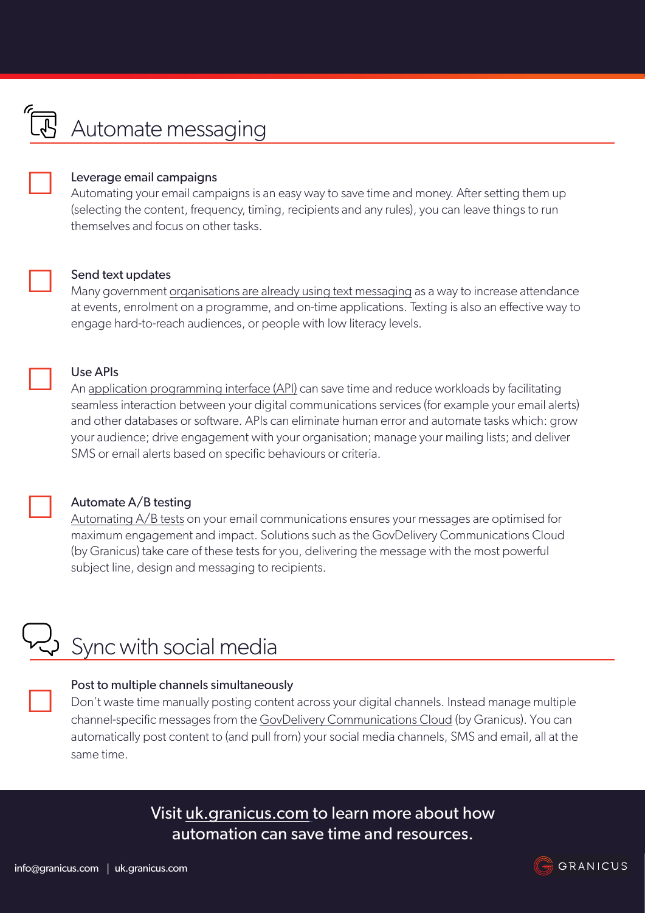## Automate messaging

- [ ] **Leverage email campaigns**
  Automating your email campaigns is an easy way to save time and money. After setting them up (selecting the content, frequency, timing, recipients and any rules), you can leave things to run themselves and focus on other tasks.

- [ ] **Send text updates**
  Many government organisations are already using text messaging as a way to increase attendance at events, enrolment on a programme, and on-time applications. Texting is also an effective way to engage hard-to-reach audiences, or people with low literacy levels.

- [ ] **Use APIs**
  An application programming interface (API) can save time and reduce workloads by facilitating seamless interaction between your digital communications services (for example your email alerts) and other databases or software. APIs can eliminate human error and automate tasks which: grow your audience; drive engagement with your organisation; manage your mailing lists; and deliver SMS or email alerts based on specific behaviours or criteria.

- [ ] **Automate A/B testing**
  Automating A/B tests on your email communications ensures your messages are optimised for maximum engagement and impact. Solutions such as the GovDelivery Communications Cloud (by Granicus) take care of these tests for you, delivering the message with the most powerful subject line, design and messaging to recipients.

## Sync with social media

- [ ] **Post to multiple channels simultaneously**
  Don't waste time manually posting content across your digital channels. Instead manage multiple channel-specific messages from the GovDelivery Communications Cloud (by Granicus). You can automatically post content to (and pull from) your social media channels, SMS and email, all at the same time.

Visit uk.granicus.com to learn more about how automation can save time and resources.

info@granicus.com | uk.granicus.com

GRANICUS